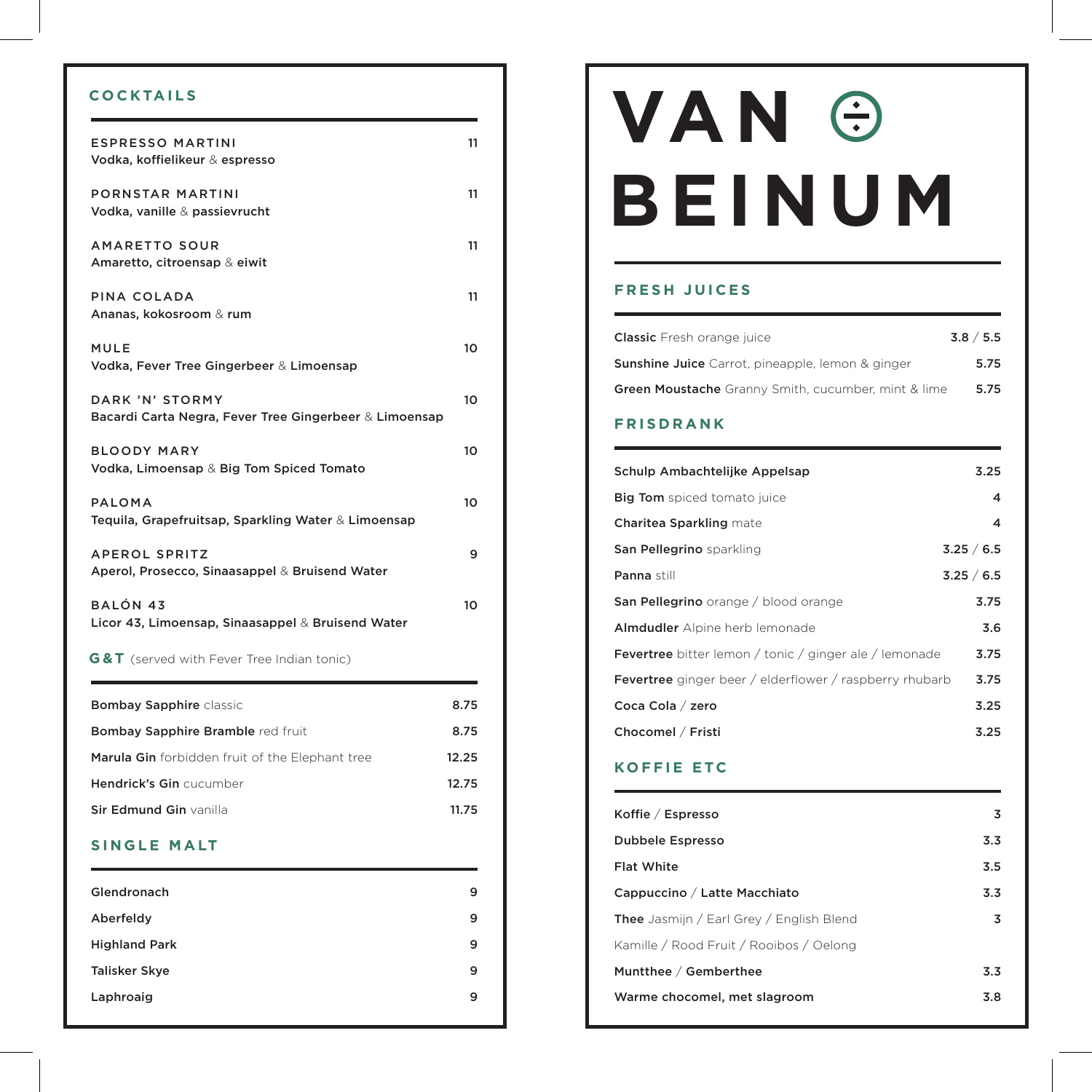# VAN BEINUM

## COCKTAILS

| | |
|---|---|
| **ESPRESSO MARTINI**<br>Vodka, koffielikeur & espresso | 11 |
| **PORNSTAR MARTINI**<br>Vodka, vanille & passievrucht | 11 |
| **AMARETTO SOUR**<br>Amaretto, citroensap & eiwit | 11 |
| **PINA COLADA**<br>Ananas, kokosroom & rum | 11 |
| **MULE**<br>Vodka, Fever Tree Gingerbeer & Limoensap | 10 |
| **DARK 'N' STORMY**<br>Bacardi Carta Negra, Fever Tree Gingerbeer & Limoensap | 10 |
| **BLOODY MARY**<br>Vodka, Limoensap & Big Tom Spiced Tomato | 10 |
| **PALOMA**<br>Tequila, Grapefruitsap, Sparkling Water & Limoensap | 10 |
| **APEROL SPRITZ**<br>Aperol, Prosecco, Sinaasappel & Bruisend Water | 9 |
| **BALÓN 43**<br>Licor 43, Limoensap, Sinaasappel & Bruisend Water | 10 |

## G&T (served with Fever Tree Indian tonic)

| | |
|---|---|
| **Bombay Sapphire** classic | 8.75 |
| **Bombay Sapphire Bramble** red fruit | 8.75 |
| **Marula Gin** forbidden fruit of the Elephant tree | 12.25 |
| **Hendrick's Gin** cucumber | 12.75 |
| **Sir Edmund Gin** vanilla | 11.75 |

## SINGLE MALT

| | |
|---|---|
| Glendronach | 9 |
| Aberfeldy | 9 |
| Highland Park | 9 |
| Talisker Skye | 9 |
| Laphroaig | 9 |

## FRESH JUICES

| | |
|---|---|
| **Classic** Fresh orange juice | 3.8 / 5.5 |
| **Sunshine Juice** Carrot, pineapple, lemon & ginger | 5.75 |
| **Green Moustache** Granny Smith, cucumber, mint & lime | 5.75 |

## FRISDRANK

| | |
|---|---|
| **Schulp Ambachtelijke Appelsap** | 3.25 |
| **Big Tom** spiced tomato juice | 4 |
| **Charitea Sparkling** mate | 4 |
| **San Pellegrino** sparkling | 3.25 / 6.5 |
| **Panna** still | 3.25 / 6.5 |
| **San Pellegrino** orange / blood orange | 3.75 |
| **Almdudler** Alpine herb lemonade | 3.6 |
| **Fevertree** bitter lemon / tonic / ginger ale / lemonade | 3.75 |
| **Fevertree** ginger beer / elderflower / raspberry rhubarb | 3.75 |
| **Coca Cola / zero** | 3.25 |
| **Chocomel / Fristi** | 3.25 |

## KOFFIE ETC

| | |
|---|---|
| **Koffie / Espresso** | 3 |
| **Dubbele Espresso** | 3.3 |
| **Flat White** | 3.5 |
| **Cappuccino / Latte Macchiato** | 3.3 |
| **Thee** Jasmijn / Earl Grey / English Blend<br>Kamille / Rood Fruit / Rooibos / Oelong | 3 |
| **Muntthee / Gemberthee** | 3.3 |
| **Warme chocomel, met slagroom** | 3.8 |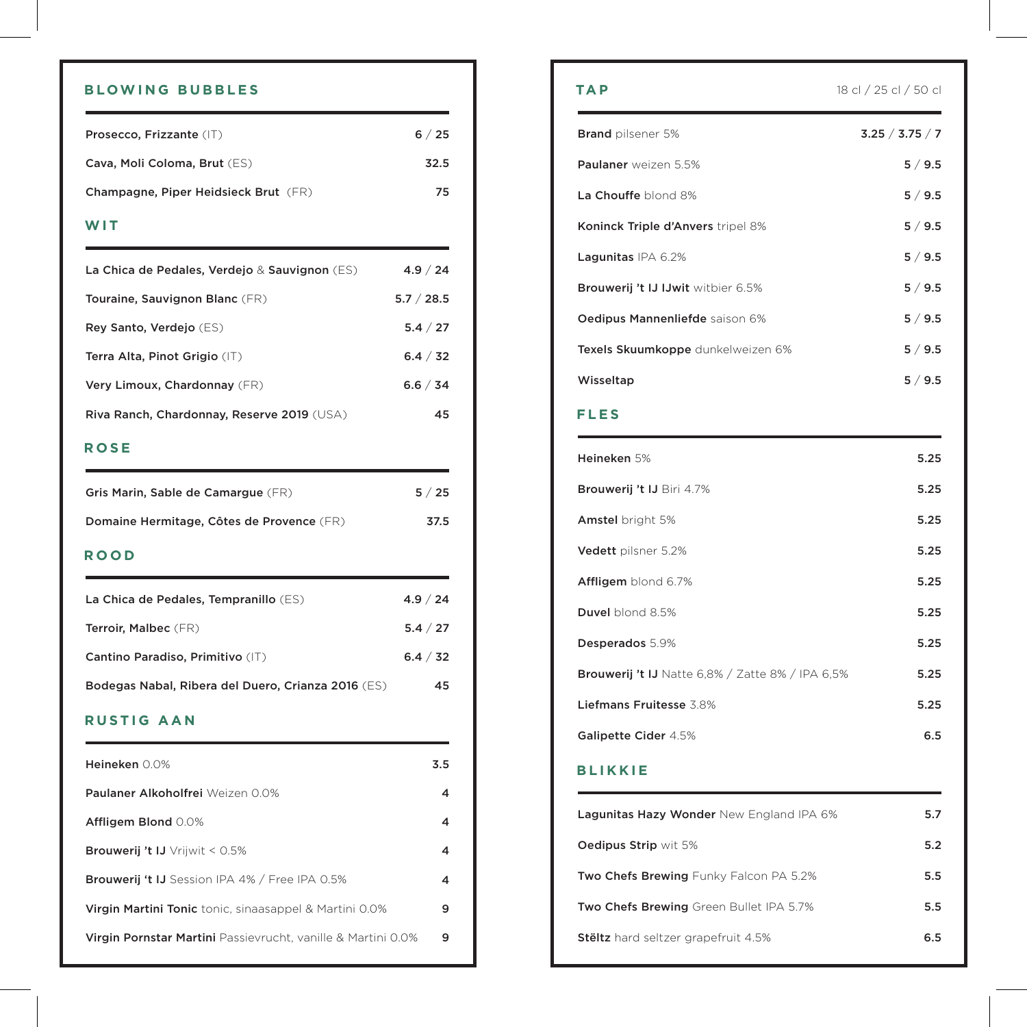## BLOWING BUBBLES

| | |
|---|---|
| **Prosecco, Frizzante** (IT) | 6 / 25 |
| **Cava, Moli Coloma, Brut** (ES) | 32.5 |
| **Champagne, Piper Heidsieck Brut** (FR) | 75 |

## WIT

| | |
|---|---|
| **La Chica de Pedales, Verdejo** & **Sauvignon** (ES) | 4.9 / 24 |
| **Touraine, Sauvignon Blanc** (FR) | 5.7 / 28.5 |
| **Rey Santo, Verdejo** (ES) | 5.4 / 27 |
| **Terra Alta, Pinot Grigio** (IT) | 6.4 / 32 |
| **Very Limoux, Chardonnay** (FR) | 6.6 / 34 |
| **Riva Ranch, Chardonnay, Reserve 2019** (USA) | 45 |

## ROSE

| | |
|---|---|
| **Gris Marin, Sable de Camargue** (FR) | 5 / 25 |
| **Domaine Hermitage, Côtes de Provence** (FR) | 37.5 |

## ROOD

| | |
|---|---|
| **La Chica de Pedales, Tempranillo** (ES) | 4.9 / 24 |
| **Terroir, Malbec** (FR) | 5.4 / 27 |
| **Cantino Paradiso, Primitivo** (IT) | 6.4 / 32 |
| **Bodegas Nabal, Ribera del Duero, Crianza 2016** (ES) | 45 |

## RUSTIG AAN

| | |
|---|---|
| **Heineken** 0.0% | 3.5 |
| **Paulaner Alkoholfrei** Weizen 0.0% | 4 |
| **Affligem Blond** 0.0% | 4 |
| **Brouwerij 't IJ** Vrijwit < 0.5% | 4 |
| **Brouwerij 't IJ** Session IPA 4% / Free IPA 0.5% | 4 |
| **Virgin Martini Tonic** tonic, sinaasappel & Martini 0.0% | 9 |
| **Virgin Pornstar Martini** Passievrucht, vanille & Martini 0.0% | 9 |

## TAP

18 cl / 25 cl / 50 cl

| | |
|---|---|
| **Brand** pilsener 5% | 3.25 / 3.75 / 7 |
| **Paulaner** weizen 5.5% | 5 / 9.5 |
| **La Chouffe** blond 8% | 5 / 9.5 |
| **Koninck Triple d'Anvers** tripel 8% | 5 / 9.5 |
| **Lagunitas** IPA 6.2% | 5 / 9.5 |
| **Brouwerij 't IJ IJwit** witbier 6.5% | 5 / 9.5 |
| **Oedipus Mannenliefde** saison 6% | 5 / 9.5 |
| **Texels Skuumkoppe** dunkelweizen 6% | 5 / 9.5 |
| **Wisseltap** | 5 / 9.5 |

## FLES

| | |
|---|---|
| **Heineken** 5% | 5.25 |
| **Brouwerij 't IJ** Biri 4.7% | 5.25 |
| **Amstel** bright 5% | 5.25 |
| **Vedett** pilsner 5.2% | 5.25 |
| **Affligem** blond 6.7% | 5.25 |
| **Duvel** blond 8.5% | 5.25 |
| **Desperados** 5.9% | 5.25 |
| **Brouwerij 't IJ** Natte 6,8% / Zatte 8% / IPA 6,5% | 5.25 |
| **Liefmans Fruitesse** 3.8% | 5.25 |
| **Galipette Cider** 4.5% | 6.5 |

## BLIKKIE

| | |
|---|---|
| **Lagunitas Hazy Wonder** New England IPA 6% | 5.7 |
| **Oedipus Strip** wit 5% | 5.2 |
| **Two Chefs Brewing** Funky Falcon PA 5.2% | 5.5 |
| **Two Chefs Brewing** Green Bullet IPA 5.7% | 5.5 |
| **Stëltz** hard seltzer grapefruit 4.5% | 6.5 |